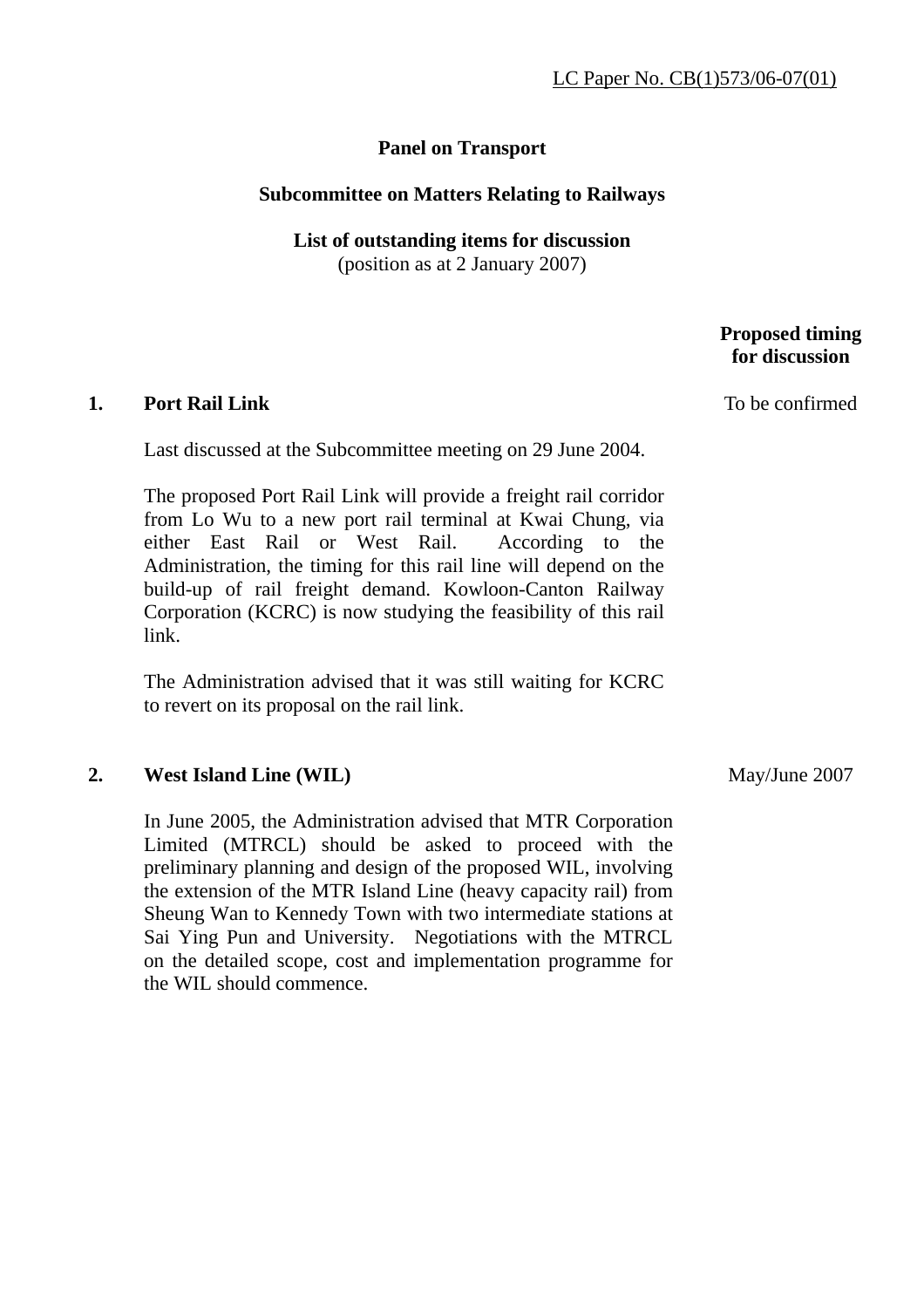LC Paper No. CB(1)573/06-07(01)

**Panel on Transport**

**Subcommittee on Matters Relating to Railways**

**List of outstanding items for discussion**
(position as at 2 January 2007)

| | | Proposed timing for discussion |
|---|---|---|
| **1.** | **Port Rail Link**<br><br>Last discussed at the Subcommittee meeting on 29 June 2004.<br><br>The proposed Port Rail Link will provide a freight rail corridor from Lo Wu to a new port rail terminal at Kwai Chung, via either East Rail or West Rail. According to the Administration, the timing for this rail line will depend on the build-up of rail freight demand. Kowloon-Canton Railway Corporation (KCRC) is now studying the feasibility of this rail link.<br><br>The Administration advised that it was still waiting for KCRC to revert on its proposal on the rail link. | To be confirmed |
| **2.** | **West Island Line (WIL)**<br><br>In June 2005, the Administration advised that MTR Corporation Limited (MTRCL) should be asked to proceed with the preliminary planning and design of the proposed WIL, involving the extension of the MTR Island Line (heavy capacity rail) from Sheung Wan to Kennedy Town with two intermediate stations at Sai Ying Pun and University. Negotiations with the MTRCL on the detailed scope, cost and implementation programme for the WIL should commence. | May/June 2007 |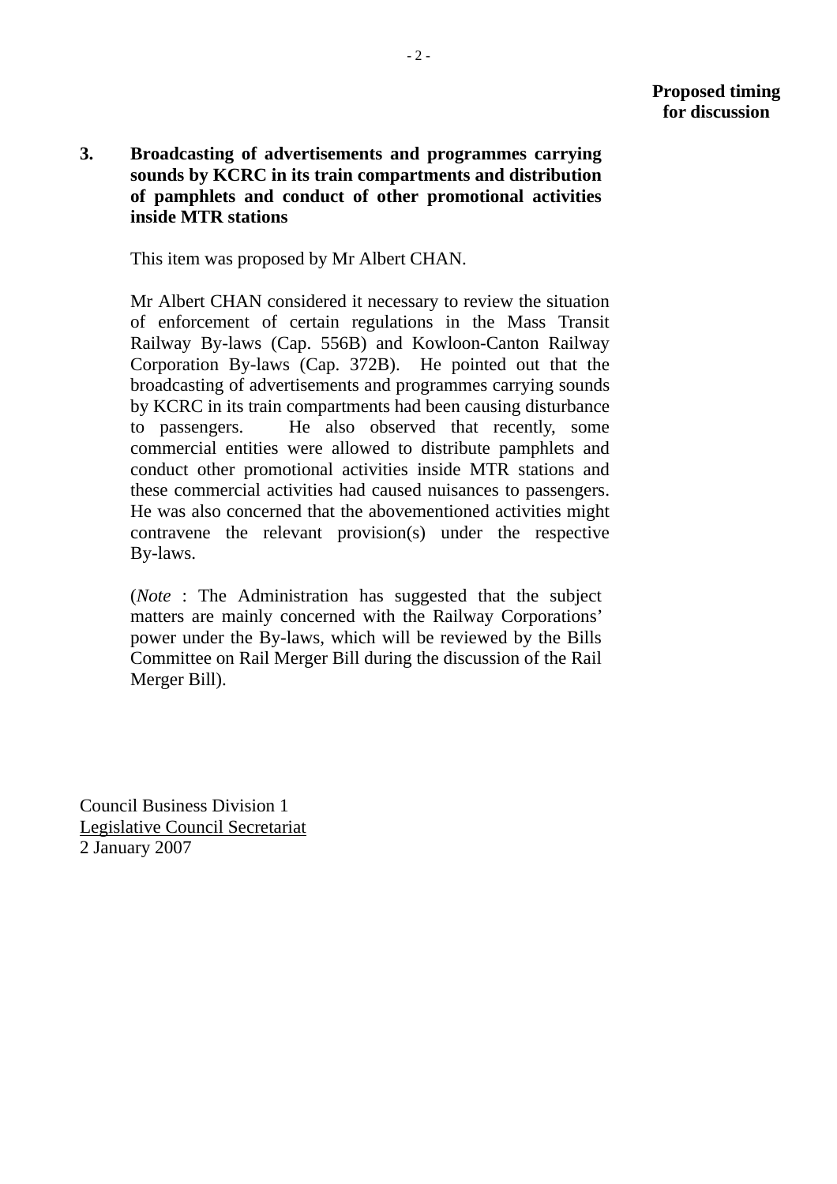**Proposed timing for discussion**

**3. Broadcasting of advertisements and programmes carrying sounds by KCRC in its train compartments and distribution of pamphlets and conduct of other promotional activities inside MTR stations**

This item was proposed by Mr Albert CHAN.

Mr Albert CHAN considered it necessary to review the situation of enforcement of certain regulations in the Mass Transit Railway By-laws (Cap. 556B) and Kowloon-Canton Railway Corporation By-laws (Cap. 372B). He pointed out that the broadcasting of advertisements and programmes carrying sounds by KCRC in its train compartments had been causing disturbance to passengers. He also observed that recently, some commercial entities were allowed to distribute pamphlets and conduct other promotional activities inside MTR stations and these commercial activities had caused nuisances to passengers. He was also concerned that the abovementioned activities might contravene the relevant provision(s) under the respective By-laws.

(*Note* : The Administration has suggested that the subject matters are mainly concerned with the Railway Corporations' power under the By-laws, which will be reviewed by the Bills Committee on Rail Merger Bill during the discussion of the Rail Merger Bill).

Council Business Division 1
<u>Legislative Council Secretariat</u>
2 January 2007